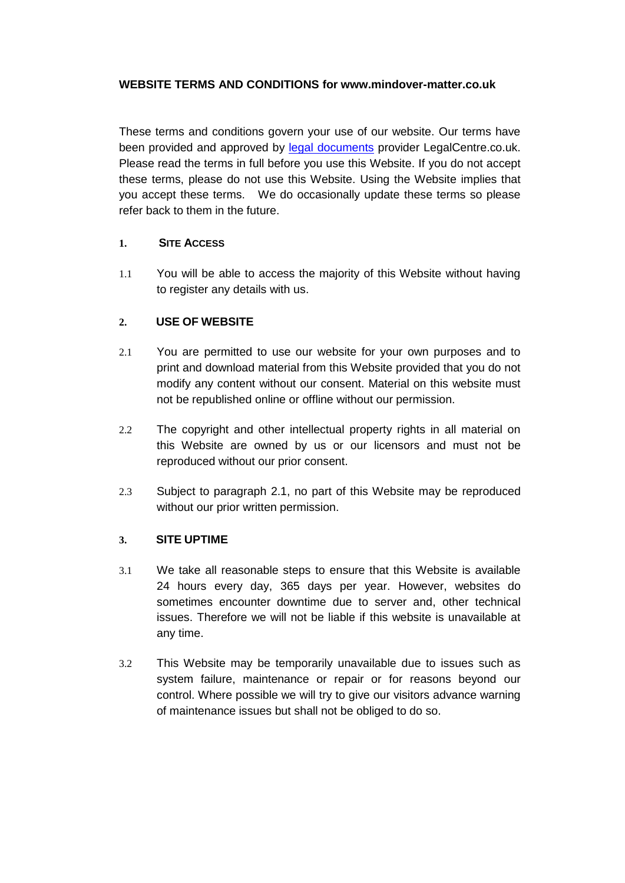# WEBSITE TERMS AND CONDITIONS for www.mindover-matter.co.uk

These terms and conditions govern your use of our website. Our terms have been provided and approved by legal documents provider LegalCentre.co.uk. Please read the terms in full before you use this Website. If you do not accept these terms, please do not use this Website. Using the Website implies that you accept these terms. We do occasionally update these terms so please refer back to them in the future.

## 1. SITE ACCESS

1.1 You will be able to access the majority of this Website without having to register any details with us.

## 2. USE OF WEBSITE

2.1 You are permitted to use our website for your own purposes and to print and download material from this Website provided that you do not modify any content without our consent. Material on this website must not be republished online or offline without our permission.

2.2 The copyright and other intellectual property rights in all material on this Website are owned by us or our licensors and must not be reproduced without our prior consent.

2.3 Subject to paragraph 2.1, no part of this Website may be reproduced without our prior written permission.

## 3. SITE UPTIME

3.1 We take all reasonable steps to ensure that this Website is available 24 hours every day, 365 days per year. However, websites do sometimes encounter downtime due to server and, other technical issues. Therefore we will not be liable if this website is unavailable at any time.

3.2 This Website may be temporarily unavailable due to issues such as system failure, maintenance or repair or for reasons beyond our control. Where possible we will try to give our visitors advance warning of maintenance issues but shall not be obliged to do so.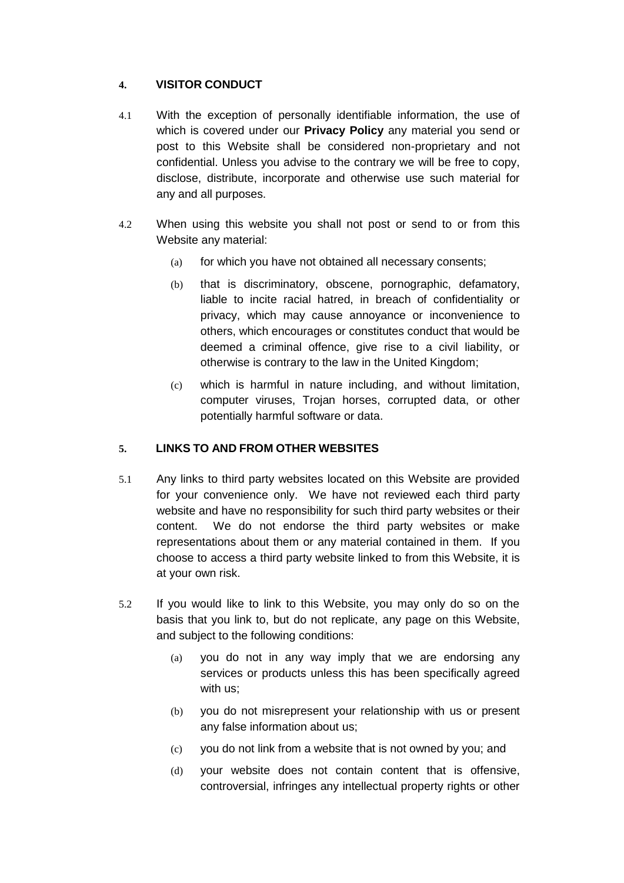## 4. VISITOR CONDUCT

4.1 With the exception of personally identifiable information, the use of which is covered under our **Privacy Policy** any material you send or post to this Website shall be considered non-proprietary and not confidential. Unless you advise to the contrary we will be free to copy, disclose, distribute, incorporate and otherwise use such material for any and all purposes.

4.2 When using this website you shall not post or send to or from this Website any material:

(a) for which you have not obtained all necessary consents;

(b) that is discriminatory, obscene, pornographic, defamatory, liable to incite racial hatred, in breach of confidentiality or privacy, which may cause annoyance or inconvenience to others, which encourages or constitutes conduct that would be deemed a criminal offence, give rise to a civil liability, or otherwise is contrary to the law in the United Kingdom;

(c) which is harmful in nature including, and without limitation, computer viruses, Trojan horses, corrupted data, or other potentially harmful software or data.

## 5. LINKS TO AND FROM OTHER WEBSITES

5.1 Any links to third party websites located on this Website are provided for your convenience only. We have not reviewed each third party website and have no responsibility for such third party websites or their content. We do not endorse the third party websites or make representations about them or any material contained in them. If you choose to access a third party website linked to from this Website, it is at your own risk.

5.2 If you would like to link to this Website, you may only do so on the basis that you link to, but do not replicate, any page on this Website, and subject to the following conditions:

(a) you do not in any way imply that we are endorsing any services or products unless this has been specifically agreed with us;

(b) you do not misrepresent your relationship with us or present any false information about us;

(c) you do not link from a website that is not owned by you; and

(d) your website does not contain content that is offensive, controversial, infringes any intellectual property rights or other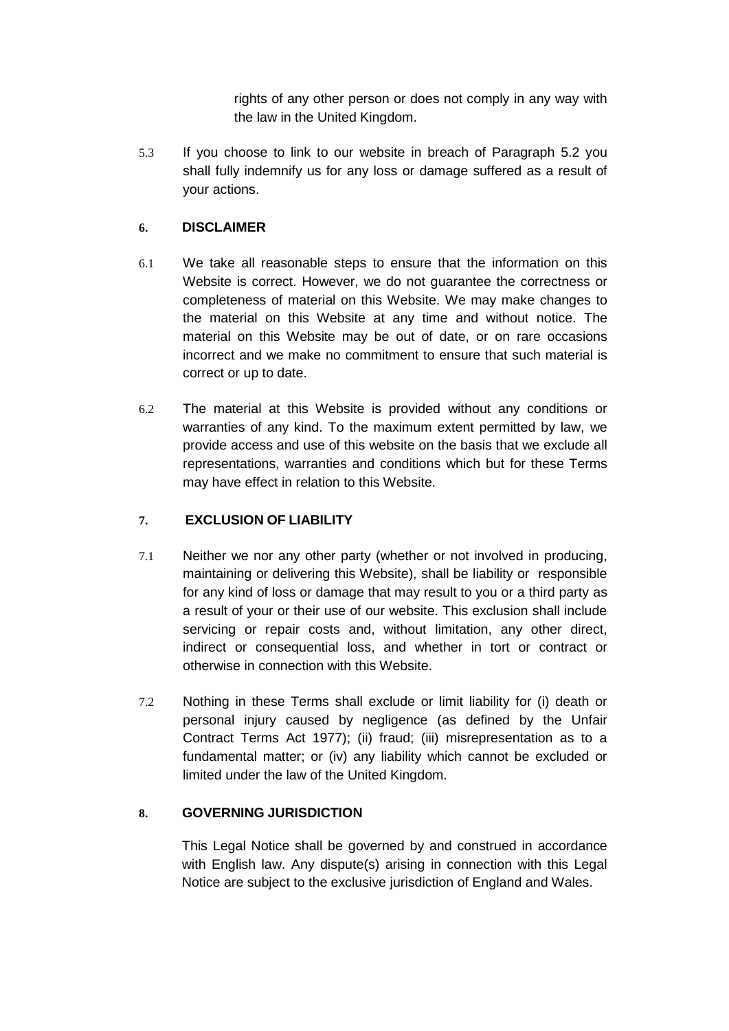rights of any other person or does not comply in any way with the law in the United Kingdom.

5.3 If you choose to link to our website in breach of Paragraph 5.2 you shall fully indemnify us for any loss or damage suffered as a result of your actions.

## 6. DISCLAIMER

6.1 We take all reasonable steps to ensure that the information on this Website is correct. However, we do not guarantee the correctness or completeness of material on this Website. We may make changes to the material on this Website at any time and without notice. The material on this Website may be out of date, or on rare occasions incorrect and we make no commitment to ensure that such material is correct or up to date.

6.2 The material at this Website is provided without any conditions or warranties of any kind. To the maximum extent permitted by law, we provide access and use of this website on the basis that we exclude all representations, warranties and conditions which but for these Terms may have effect in relation to this Website.

## 7. EXCLUSION OF LIABILITY

7.1 Neither we nor any other party (whether or not involved in producing, maintaining or delivering this Website), shall be liability or responsible for any kind of loss or damage that may result to you or a third party as a result of your or their use of our website. This exclusion shall include servicing or repair costs and, without limitation, any other direct, indirect or consequential loss, and whether in tort or contract or otherwise in connection with this Website.

7.2 Nothing in these Terms shall exclude or limit liability for (i) death or personal injury caused by negligence (as defined by the Unfair Contract Terms Act 1977); (ii) fraud; (iii) misrepresentation as to a fundamental matter; or (iv) any liability which cannot be excluded or limited under the law of the United Kingdom.

## 8. GOVERNING JURISDICTION

This Legal Notice shall be governed by and construed in accordance with English law. Any dispute(s) arising in connection with this Legal Notice are subject to the exclusive jurisdiction of England and Wales.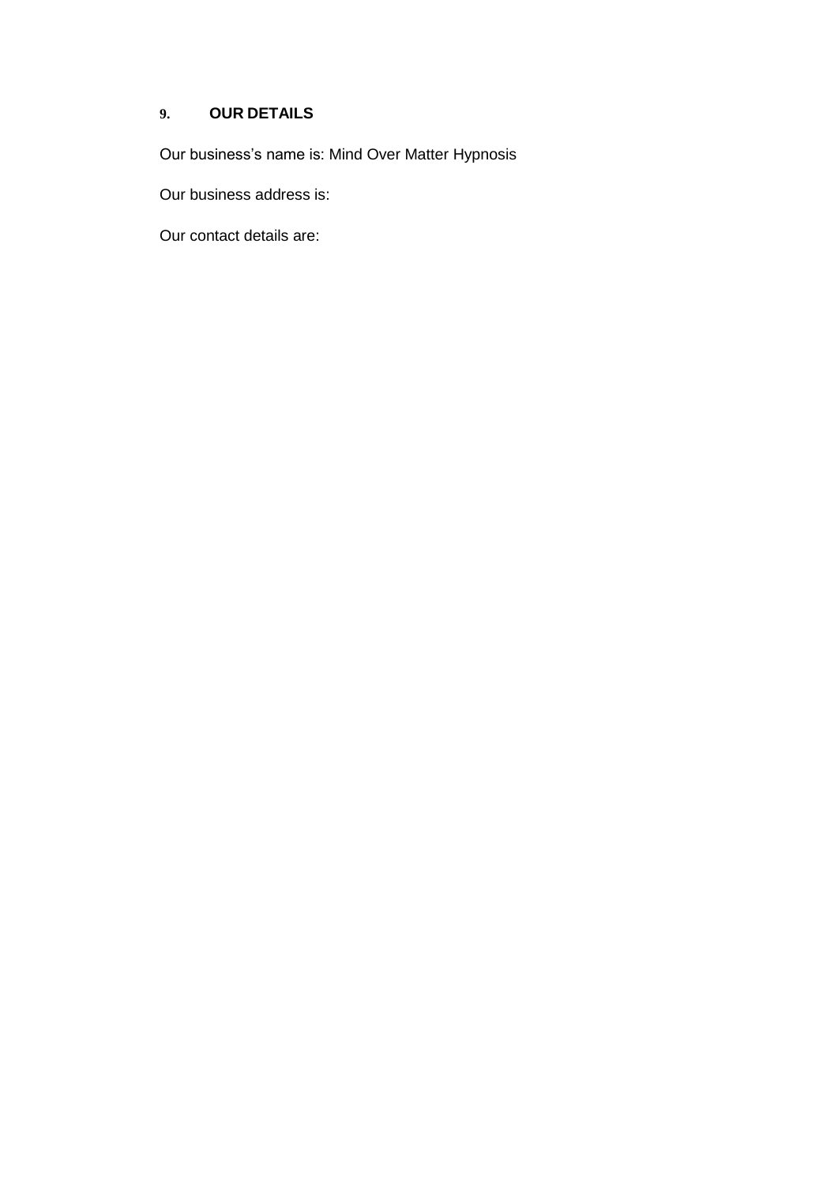## 9. OUR DETAILS

Our business's name is: Mind Over Matter Hypnosis

Our business address is:

Our contact details are: